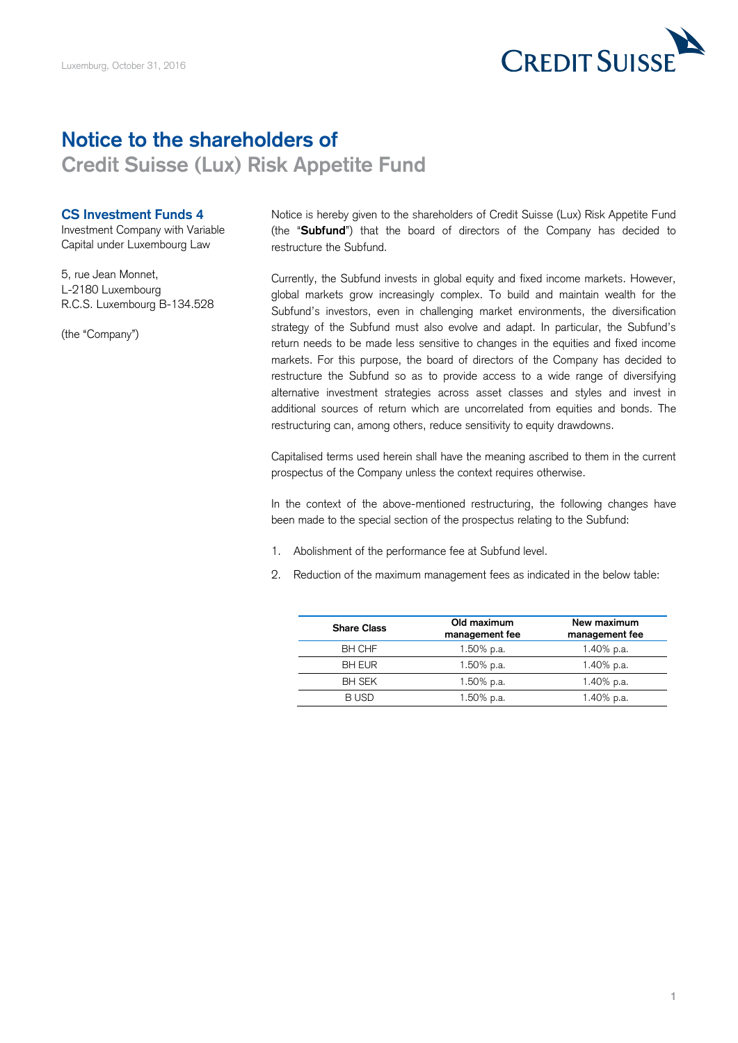Luxemburg, October 31, 2016

# Notice to the shareholders of
## Credit Suisse (Lux) Risk Appetite Fund

**CS Investment Funds 4**
Investment Company with Variable Capital under Luxembourg Law

5, rue Jean Monnet,
L-2180 Luxembourg
R.C.S. Luxembourg B-134.528

(the "Company")

Notice is hereby given to the shareholders of Credit Suisse (Lux) Risk Appetite Fund (the "**Subfund**") that the board of directors of the Company has decided to restructure the Subfund.

Currently, the Subfund invests in global equity and fixed income markets. However, global markets grow increasingly complex. To build and maintain wealth for the Subfund's investors, even in challenging market environments, the diversification strategy of the Subfund must also evolve and adapt. In particular, the Subfund's return needs to be made less sensitive to changes in the equities and fixed income markets. For this purpose, the board of directors of the Company has decided to restructure the Subfund so as to provide access to a wide range of diversifying alternative investment strategies across asset classes and styles and invest in additional sources of return which are uncorrelated from equities and bonds. The restructuring can, among others, reduce sensitivity to equity drawdowns.

Capitalised terms used herein shall have the meaning ascribed to them in the current prospectus of the Company unless the context requires otherwise.

In the context of the above-mentioned restructuring, the following changes have been made to the special section of the prospectus relating to the Subfund:

1. Abolishment of the performance fee at Subfund level.
2. Reduction of the maximum management fees as indicated in the below table:

| Share Class | Old maximum management fee | New maximum management fee |
|---|---|---|
| BH CHF | 1.50% p.a. | 1.40% p.a. |
| BH EUR | 1.50% p.a. | 1.40% p.a. |
| BH SEK | 1.50% p.a. | 1.40% p.a. |
| B USD | 1.50% p.a. | 1.40% p.a. |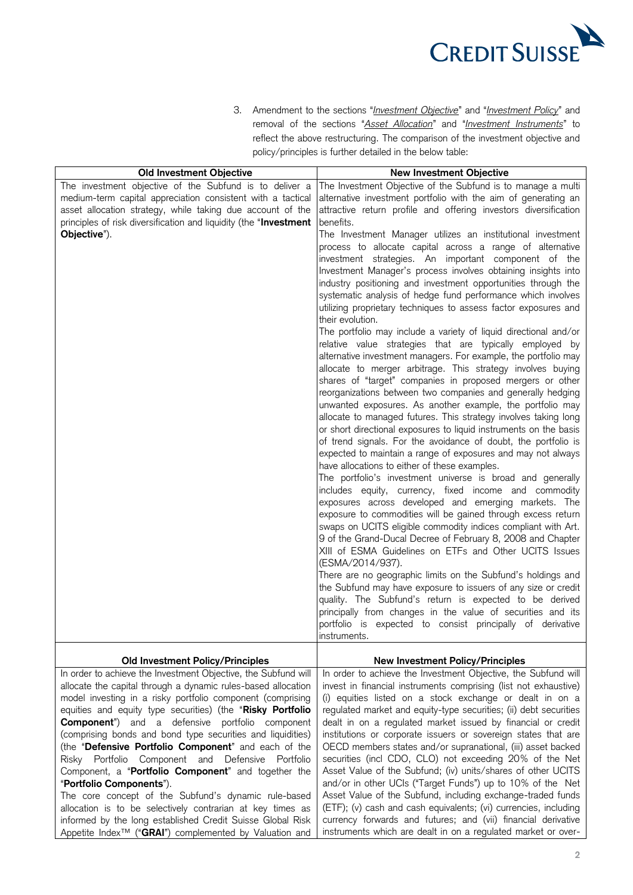3. Amendment to the sections "*Investment Objective*" and "*Investment Policy*" and removal of the sections "*Asset Allocation*" and "*Investment Instruments*" to reflect the above restructuring. The comparison of the investment objective and policy/principles is further detailed in the below table:

| Old Investment Objective | New Investment Objective |
|---|---|
| The investment objective of the Subfund is to deliver a medium-term capital appreciation consistent with a tactical asset allocation strategy, while taking due account of the principles of risk diversification and liquidity (the "**Investment Objective**"). | The Investment Objective of the Subfund is to manage a multi alternative investment portfolio with the aim of generating an attractive return profile and offering investors diversification benefits.<br>The Investment Manager utilizes an institutional investment process to allocate capital across a range of alternative investment strategies. An important component of the Investment Manager's process involves obtaining insights into industry positioning and investment opportunities through the systematic analysis of hedge fund performance which involves utilizing proprietary techniques to assess factor exposures and their evolution.<br>The portfolio may include a variety of liquid directional and/or relative value strategies that are typically employed by alternative investment managers. For example, the portfolio may allocate to merger arbitrage. This strategy involves buying shares of "target" companies in proposed mergers or other reorganizations between two companies and generally hedging unwanted exposures. As another example, the portfolio may allocate to managed futures. This strategy involves taking long or short directional exposures to liquid instruments on the basis of trend signals. For the avoidance of doubt, the portfolio is expected to maintain a range of exposures and may not always have allocations to either of these examples.<br>The portfolio's investment universe is broad and generally includes equity, currency, fixed income and commodity exposures across developed and emerging markets. The exposure to commodities will be gained through excess return swaps on UCITS eligible commodity indices compliant with Art. 9 of the Grand-Ducal Decree of February 8, 2008 and Chapter XIII of ESMA Guidelines on ETFs and Other UCITS Issues (ESMA/2014/937).<br>There are no geographic limits on the Subfund's holdings and the Subfund may have exposure to issuers of any size or credit quality. The Subfund's return is expected to be derived principally from changes in the value of securities and its portfolio is expected to consist principally of derivative instruments. |
| **Old Investment Policy/Principles** | **New Investment Policy/Principles** |
| In order to achieve the Investment Objective, the Subfund will allocate the capital through a dynamic rules-based allocation model investing in a risky portfolio component (comprising equities and equity type securities) (the "**Risky Portfolio Component**") and a defensive portfolio component (comprising bonds and bond type securities and liquidities) (the "**Defensive Portfolio Component**" and each of the Risky Portfolio Component and Defensive Portfolio Component, a "**Portfolio Component**" and together the "**Portfolio Components**").<br>The core concept of the Subfund's dynamic rule-based allocation is to be selectively contrarian at key times as informed by the long established Credit Suisse Global Risk Appetite Index™ ("**GRAI**") complemented by Valuation and | In order to achieve the Investment Objective, the Subfund will invest in financial instruments comprising (list not exhaustive) (i) equities listed on a stock exchange or dealt in on a regulated market and equity-type securities; (ii) debt securities dealt in on a regulated market issued by financial or credit institutions or corporate issuers or sovereign states that are OECD members states and/or supranational, (iii) asset backed securities (incl CDO, CLO) not exceeding 20% of the Net Asset Value of the Subfund; (iv) units/shares of other UCITS and/or in other UCIs ("Target Funds") up to 10% of the Net Asset Value of the Subfund, including exchange-traded funds (ETF); (v) cash and cash equivalents; (vi) currencies, including currency forwards and futures; and (vii) financial derivative instruments which are dealt in on a regulated market or over- |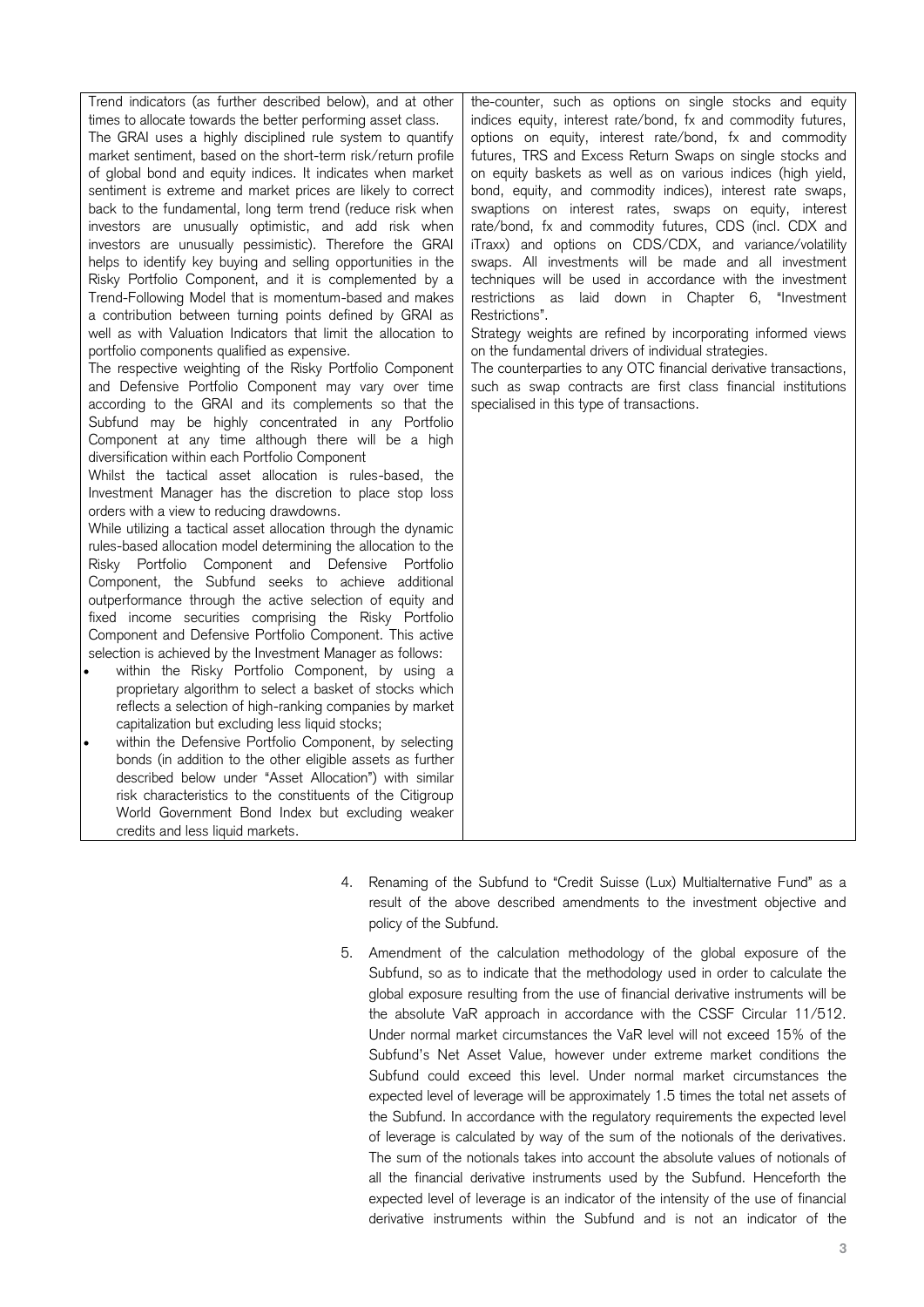| | |
|---|---|
| Trend indicators (as further described below), and at other times to allocate towards the better performing asset class.<br>The GRAI uses a highly disciplined rule system to quantify market sentiment, based on the short-term risk/return profile of global bond and equity indices. It indicates when market sentiment is extreme and market prices are likely to correct back to the fundamental, long term trend (reduce risk when investors are unusually optimistic, and add risk when investors are unusually pessimistic). Therefore the GRAI helps to identify key buying and selling opportunities in the Risky Portfolio Component, and it is complemented by a Trend-Following Model that is momentum-based and makes a contribution between turning points defined by GRAI as well as with Valuation Indicators that limit the allocation to portfolio components qualified as expensive.<br>The respective weighting of the Risky Portfolio Component and Defensive Portfolio Component may vary over time according to the GRAI and its complements so that the Subfund may be highly concentrated in any Portfolio Component at any time although there will be a high diversification within each Portfolio Component<br>Whilst the tactical asset allocation is rules-based, the Investment Manager has the discretion to place stop loss orders with a view to reducing drawdowns.<br>While utilizing a tactical asset allocation through the dynamic rules-based allocation model determining the allocation to the Risky Portfolio Component and Defensive Portfolio Component, the Subfund seeks to achieve additional outperformance through the active selection of equity and fixed income securities comprising the Risky Portfolio Component and Defensive Portfolio Component. This active selection is achieved by the Investment Manager as follows:<br>• within the Risky Portfolio Component, by using a proprietary algorithm to select a basket of stocks which reflects a selection of high-ranking companies by market capitalization but excluding less liquid stocks;<br>• within the Defensive Portfolio Component, by selecting bonds (in addition to the other eligible assets as further described below under "Asset Allocation") with similar risk characteristics to the constituents of the Citigroup World Government Bond Index but excluding weaker credits and less liquid markets. | the-counter, such as options on single stocks and equity indices equity, interest rate/bond, fx and commodity futures, options on equity, interest rate/bond, fx and commodity futures, TRS and Excess Return Swaps on single stocks and on equity baskets as well as on various indices (high yield, bond, equity, and commodity indices), interest rate swaps, swaptions on interest rates, swaps on equity, interest rate/bond, fx and commodity futures, CDS (incl. CDX and iTraxx) and options on CDS/CDX, and variance/volatility swaps. All investments will be made and all investment techniques will be used in accordance with the investment restrictions as laid down in Chapter 6, "Investment Restrictions".<br>Strategy weights are refined by incorporating informed views on the fundamental drivers of individual strategies.<br>The counterparties to any OTC financial derivative transactions, such as swap contracts are first class financial institutions specialised in this type of transactions. |

4. Renaming of the Subfund to "Credit Suisse (Lux) Multialternative Fund" as a result of the above described amendments to the investment objective and policy of the Subfund.

5. Amendment of the calculation methodology of the global exposure of the Subfund, so as to indicate that the methodology used in order to calculate the global exposure resulting from the use of financial derivative instruments will be the absolute VaR approach in accordance with the CSSF Circular 11/512. Under normal market circumstances the VaR level will not exceed 15% of the Subfund's Net Asset Value, however under extreme market conditions the Subfund could exceed this level. Under normal market circumstances the expected level of leverage will be approximately 1.5 times the total net assets of the Subfund. In accordance with the regulatory requirements the expected level of leverage is calculated by way of the sum of the notionals of the derivatives. The sum of the notionals takes into account the absolute values of notionals of all the financial derivative instruments used by the Subfund. Henceforth the expected level of leverage is an indicator of the intensity of the use of financial derivative instruments within the Subfund and is not an indicator of the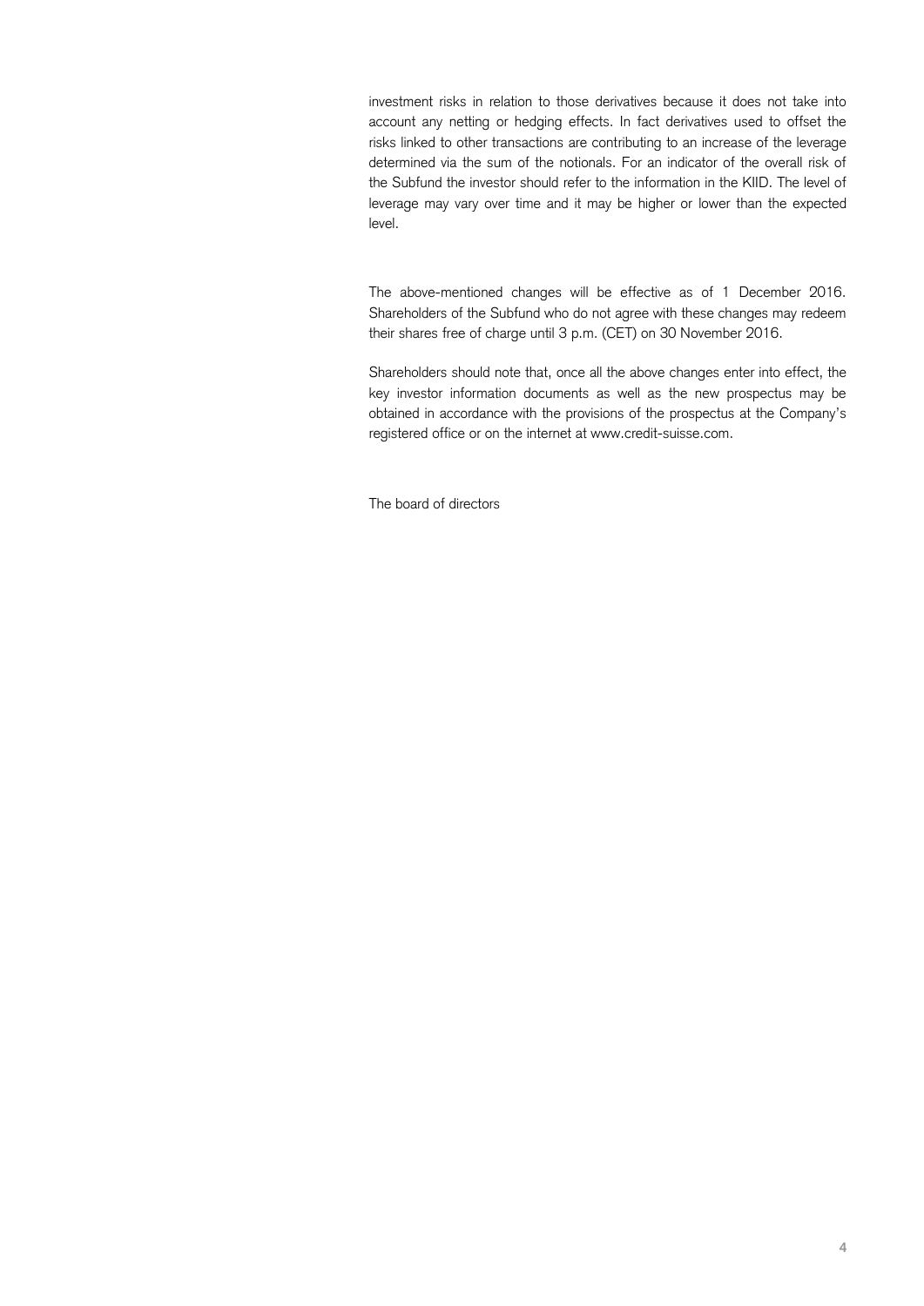investment risks in relation to those derivatives because it does not take into account any netting or hedging effects. In fact derivatives used to offset the risks linked to other transactions are contributing to an increase of the leverage determined via the sum of the notionals. For an indicator of the overall risk of the Subfund the investor should refer to the information in the KIID. The level of leverage may vary over time and it may be higher or lower than the expected level.

The above-mentioned changes will be effective as of 1 December 2016. Shareholders of the Subfund who do not agree with these changes may redeem their shares free of charge until 3 p.m. (CET) on 30 November 2016.

Shareholders should note that, once all the above changes enter into effect, the key investor information documents as well as the new prospectus may be obtained in accordance with the provisions of the prospectus at the Company's registered office or on the internet at www.credit-suisse.com.

The board of directors